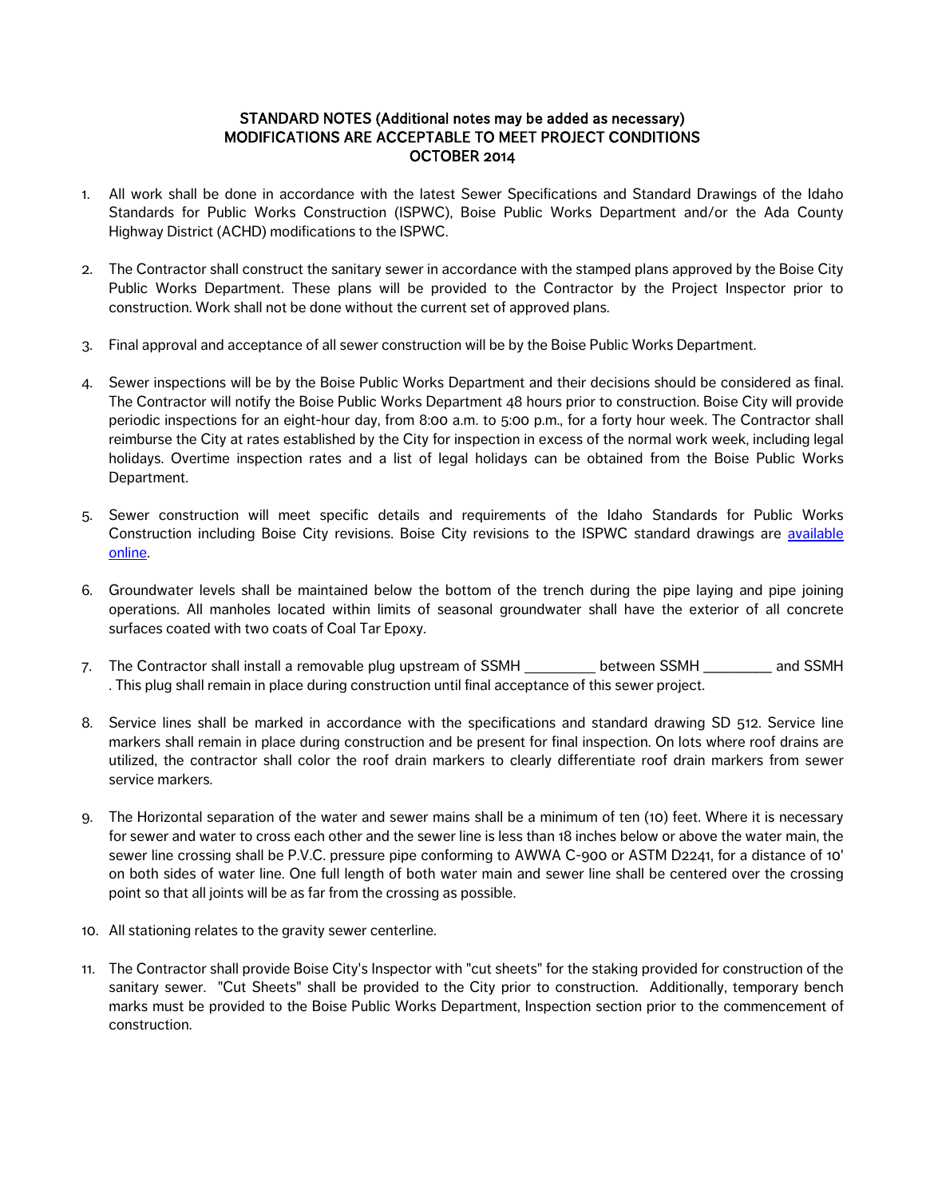# STANDARD NOTES (Additional notes may be added as necessary)
# MODIFICATIONS ARE ACCEPTABLE TO MEET PROJECT CONDITIONS
# OCTOBER 2014

1. All work shall be done in accordance with the latest Sewer Specifications and Standard Drawings of the Idaho Standards for Public Works Construction (ISPWC), Boise Public Works Department and/or the Ada County Highway District (ACHD) modifications to the ISPWC.

2. The Contractor shall construct the sanitary sewer in accordance with the stamped plans approved by the Boise City Public Works Department. These plans will be provided to the Contractor by the Project Inspector prior to construction. Work shall not be done without the current set of approved plans.

3. Final approval and acceptance of all sewer construction will be by the Boise Public Works Department.

4. Sewer inspections will be by the Boise Public Works Department and their decisions should be considered as final. The Contractor will notify the Boise Public Works Department 48 hours prior to construction. Boise City will provide periodic inspections for an eight-hour day, from 8:00 a.m. to 5:00 p.m., for a forty hour week. The Contractor shall reimburse the City at rates established by the City for inspection in excess of the normal work week, including legal holidays. Overtime inspection rates and a list of legal holidays can be obtained from the Boise Public Works Department.

5. Sewer construction will meet specific details and requirements of the Idaho Standards for Public Works Construction including Boise City revisions. Boise City revisions to the ISPWC standard drawings are available online.

6. Groundwater levels shall be maintained below the bottom of the trench during the pipe laying and pipe joining operations. All manholes located within limits of seasonal groundwater shall have the exterior of all concrete surfaces coated with two coats of Coal Tar Epoxy.

7. The Contractor shall install a removable plug upstream of SSMH _________ between SSMH _________ and SSMH . This plug shall remain in place during construction until final acceptance of this sewer project.

8. Service lines shall be marked in accordance with the specifications and standard drawing SD 512. Service line markers shall remain in place during construction and be present for final inspection. On lots where roof drains are utilized, the contractor shall color the roof drain markers to clearly differentiate roof drain markers from sewer service markers.

9. The Horizontal separation of the water and sewer mains shall be a minimum of ten (10) feet. Where it is necessary for sewer and water to cross each other and the sewer line is less than 18 inches below or above the water main, the sewer line crossing shall be P.V.C. pressure pipe conforming to AWWA C-900 or ASTM D2241, for a distance of 10' on both sides of water line. One full length of both water main and sewer line shall be centered over the crossing point so that all joints will be as far from the crossing as possible.

10. All stationing relates to the gravity sewer centerline.

11. The Contractor shall provide Boise City's Inspector with "cut sheets" for the staking provided for construction of the sanitary sewer. "Cut Sheets" shall be provided to the City prior to construction. Additionally, temporary bench marks must be provided to the Boise Public Works Department, Inspection section prior to the commencement of construction.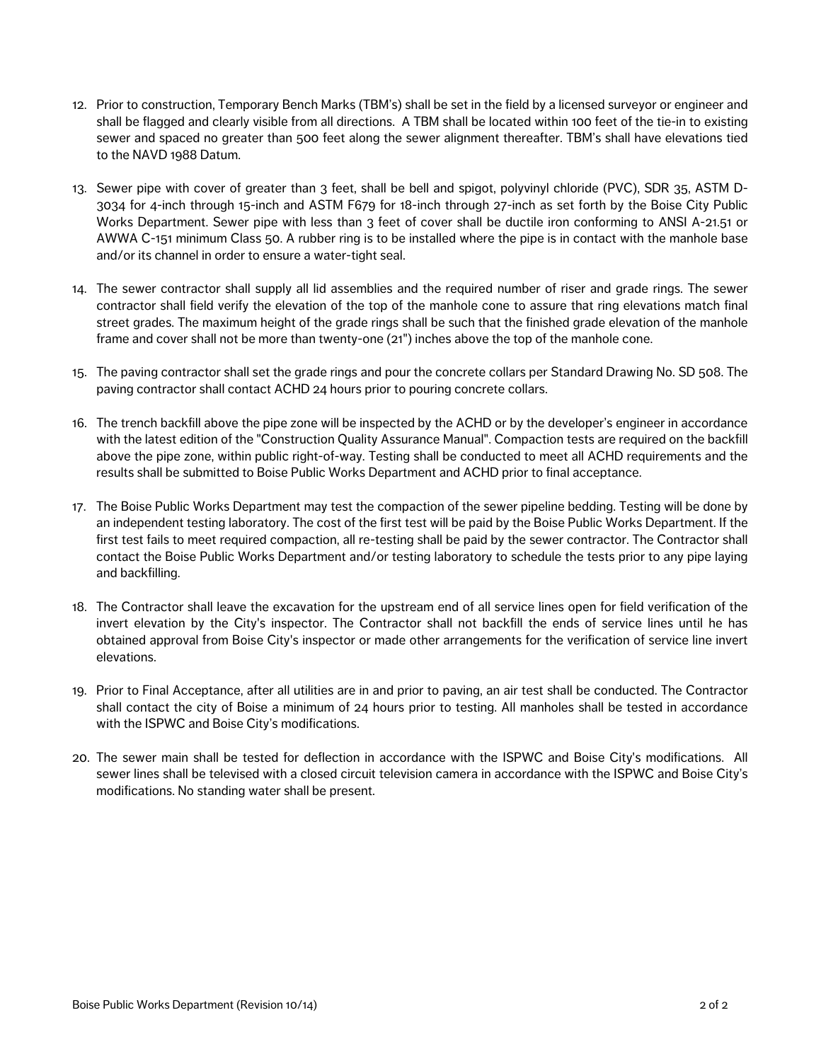12. Prior to construction, Temporary Bench Marks (TBM's) shall be set in the field by a licensed surveyor or engineer and shall be flagged and clearly visible from all directions. A TBM shall be located within 100 feet of the tie-in to existing sewer and spaced no greater than 500 feet along the sewer alignment thereafter. TBM's shall have elevations tied to the NAVD 1988 Datum.

13. Sewer pipe with cover of greater than 3 feet, shall be bell and spigot, polyvinyl chloride (PVC), SDR 35, ASTM D-3034 for 4-inch through 15-inch and ASTM F679 for 18-inch through 27-inch as set forth by the Boise City Public Works Department. Sewer pipe with less than 3 feet of cover shall be ductile iron conforming to ANSI A-21.51 or AWWA C-151 minimum Class 50. A rubber ring is to be installed where the pipe is in contact with the manhole base and/or its channel in order to ensure a water-tight seal.

14. The sewer contractor shall supply all lid assemblies and the required number of riser and grade rings. The sewer contractor shall field verify the elevation of the top of the manhole cone to assure that ring elevations match final street grades. The maximum height of the grade rings shall be such that the finished grade elevation of the manhole frame and cover shall not be more than twenty-one (21") inches above the top of the manhole cone.

15. The paving contractor shall set the grade rings and pour the concrete collars per Standard Drawing No. SD 508. The paving contractor shall contact ACHD 24 hours prior to pouring concrete collars.

16. The trench backfill above the pipe zone will be inspected by the ACHD or by the developer's engineer in accordance with the latest edition of the "Construction Quality Assurance Manual". Compaction tests are required on the backfill above the pipe zone, within public right-of-way. Testing shall be conducted to meet all ACHD requirements and the results shall be submitted to Boise Public Works Department and ACHD prior to final acceptance.

17. The Boise Public Works Department may test the compaction of the sewer pipeline bedding. Testing will be done by an independent testing laboratory. The cost of the first test will be paid by the Boise Public Works Department. If the first test fails to meet required compaction, all re-testing shall be paid by the sewer contractor. The Contractor shall contact the Boise Public Works Department and/or testing laboratory to schedule the tests prior to any pipe laying and backfilling.

18. The Contractor shall leave the excavation for the upstream end of all service lines open for field verification of the invert elevation by the City's inspector. The Contractor shall not backfill the ends of service lines until he has obtained approval from Boise City's inspector or made other arrangements for the verification of service line invert elevations.

19. Prior to Final Acceptance, after all utilities are in and prior to paving, an air test shall be conducted. The Contractor shall contact the city of Boise a minimum of 24 hours prior to testing. All manholes shall be tested in accordance with the ISPWC and Boise City's modifications.

20. The sewer main shall be tested for deflection in accordance with the ISPWC and Boise City's modifications. All sewer lines shall be televised with a closed circuit television camera in accordance with the ISPWC and Boise City's modifications. No standing water shall be present.